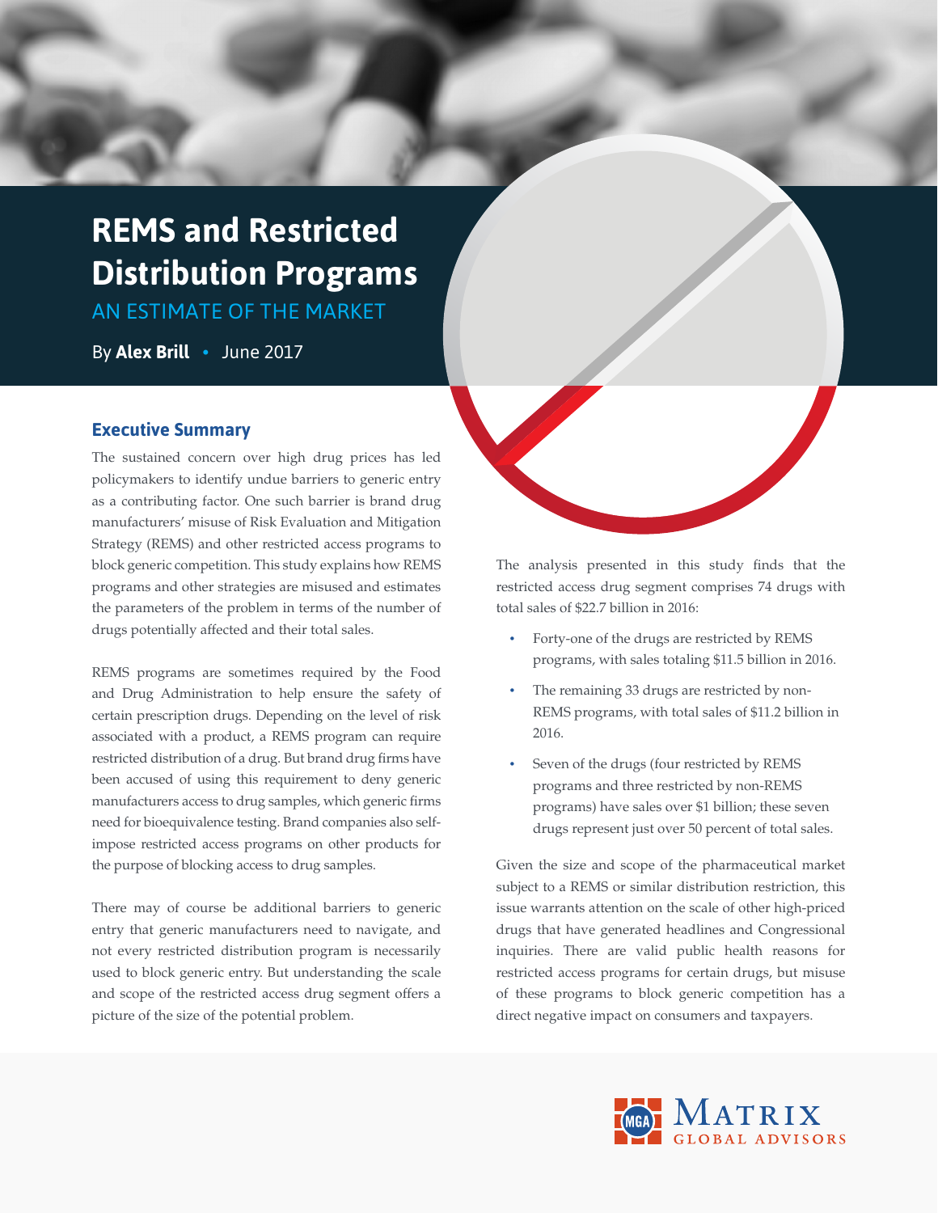# REMS and Restricted Distribution Programs

AN ESTIMATE OF THE MARKET

By **Alex Brill** • June 2017

## Executive Summary

The sustained concern over high drug prices has led policymakers to identify undue barriers to generic entry as a contributing factor. One such barrier is brand drug manufacturers' misuse of Risk Evaluation and Mitigation Strategy (REMS) and other restricted access programs to block generic competition. This study explains how REMS programs and other strategies are misused and estimates the parameters of the problem in terms of the number of drugs potentially affected and their total sales.

REMS programs are sometimes required by the Food and Drug Administration to help ensure the safety of certain prescription drugs. Depending on the level of risk associated with a product, a REMS program can require restricted distribution of a drug. But brand drug firms have been accused of using this requirement to deny generic manufacturers access to drug samples, which generic firms need for bioequivalence testing. Brand companies also self-impose restricted access programs on other products for the purpose of blocking access to drug samples.

There may of course be additional barriers to generic entry that generic manufacturers need to navigate, and not every restricted distribution program is necessarily used to block generic entry. But understanding the scale and scope of the restricted access drug segment offers a picture of the size of the potential problem.

The analysis presented in this study finds that the restricted access drug segment comprises 74 drugs with total sales of $22.7 billion in 2016:

- Forty-one of the drugs are restricted by REMS programs, with sales totaling $11.5 billion in 2016.
- The remaining 33 drugs are restricted by non-REMS programs, with total sales of $11.2 billion in 2016.
- Seven of the drugs (four restricted by REMS programs and three restricted by non-REMS programs) have sales over $1 billion; these seven drugs represent just over 50 percent of total sales.

Given the size and scope of the pharmaceutical market subject to a REMS or similar distribution restriction, this issue warrants attention on the scale of other high-priced drugs that have generated headlines and Congressional inquiries. There are valid public health reasons for restricted access programs for certain drugs, but misuse of these programs to block generic competition has a direct negative impact on consumers and taxpayers.

MATRIX GLOBAL ADVISORS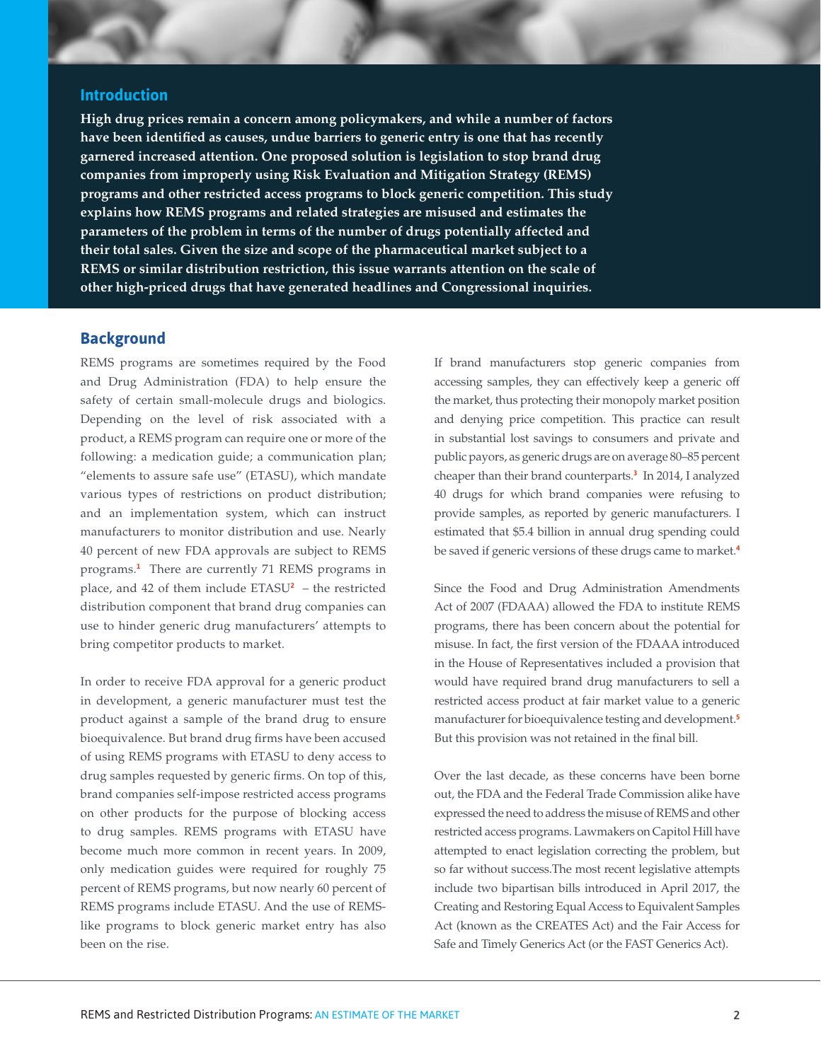## Introduction

**High drug prices remain a concern among policymakers, and while a number of factors have been identified as causes, undue barriers to generic entry is one that has recently garnered increased attention. One proposed solution is legislation to stop brand drug companies from improperly using Risk Evaluation and Mitigation Strategy (REMS) programs and other restricted access programs to block generic competition. This study explains how REMS programs and related strategies are misused and estimates the parameters of the problem in terms of the number of drugs potentially affected and their total sales. Given the size and scope of the pharmaceutical market subject to a REMS or similar distribution restriction, this issue warrants attention on the scale of other high-priced drugs that have generated headlines and Congressional inquiries.**

## Background

REMS programs are sometimes required by the Food and Drug Administration (FDA) to help ensure the safety of certain small-molecule drugs and biologics. Depending on the level of risk associated with a product, a REMS program can require one or more of the following: a medication guide; a communication plan; "elements to assure safe use" (ETASU), which mandate various types of restrictions on product distribution; and an implementation system, which can instruct manufacturers to monitor distribution and use. Nearly 40 percent of new FDA approvals are subject to REMS programs.[1] There are currently 71 REMS programs in place, and 42 of them include ETASU[2] – the restricted distribution component that brand drug companies can use to hinder generic drug manufacturers' attempts to bring competitor products to market.

In order to receive FDA approval for a generic product in development, a generic manufacturer must test the product against a sample of the brand drug to ensure bioequivalence. But brand drug firms have been accused of using REMS programs with ETASU to deny access to drug samples requested by generic firms. On top of this, brand companies self-impose restricted access programs on other products for the purpose of blocking access to drug samples. REMS programs with ETASU have become much more common in recent years. In 2009, only medication guides were required for roughly 75 percent of REMS programs, but now nearly 60 percent of REMS programs include ETASU. And the use of REMS-like programs to block generic market entry has also been on the rise.

If brand manufacturers stop generic companies from accessing samples, they can effectively keep a generic off the market, thus protecting their monopoly market position and denying price competition. This practice can result in substantial lost savings to consumers and private and public payors, as generic drugs are on average 80–85 percent cheaper than their brand counterparts.[3] In 2014, I analyzed 40 drugs for which brand companies were refusing to provide samples, as reported by generic manufacturers. I estimated that $5.4 billion in annual drug spending could be saved if generic versions of these drugs came to market.[4]

Since the Food and Drug Administration Amendments Act of 2007 (FDAAA) allowed the FDA to institute REMS programs, there has been concern about the potential for misuse. In fact, the first version of the FDAAA introduced in the House of Representatives included a provision that would have required brand drug manufacturers to sell a restricted access product at fair market value to a generic manufacturer for bioequivalence testing and development.[5] But this provision was not retained in the final bill.

Over the last decade, as these concerns have been borne out, the FDA and the Federal Trade Commission alike have expressed the need to address the misuse of REMS and other restricted access programs. Lawmakers on Capitol Hill have attempted to enact legislation correcting the problem, but so far without success.The most recent legislative attempts include two bipartisan bills introduced in April 2017, the Creating and Restoring Equal Access to Equivalent Samples Act (known as the CREATES Act) and the Fair Access for Safe and Timely Generics Act (or the FAST Generics Act).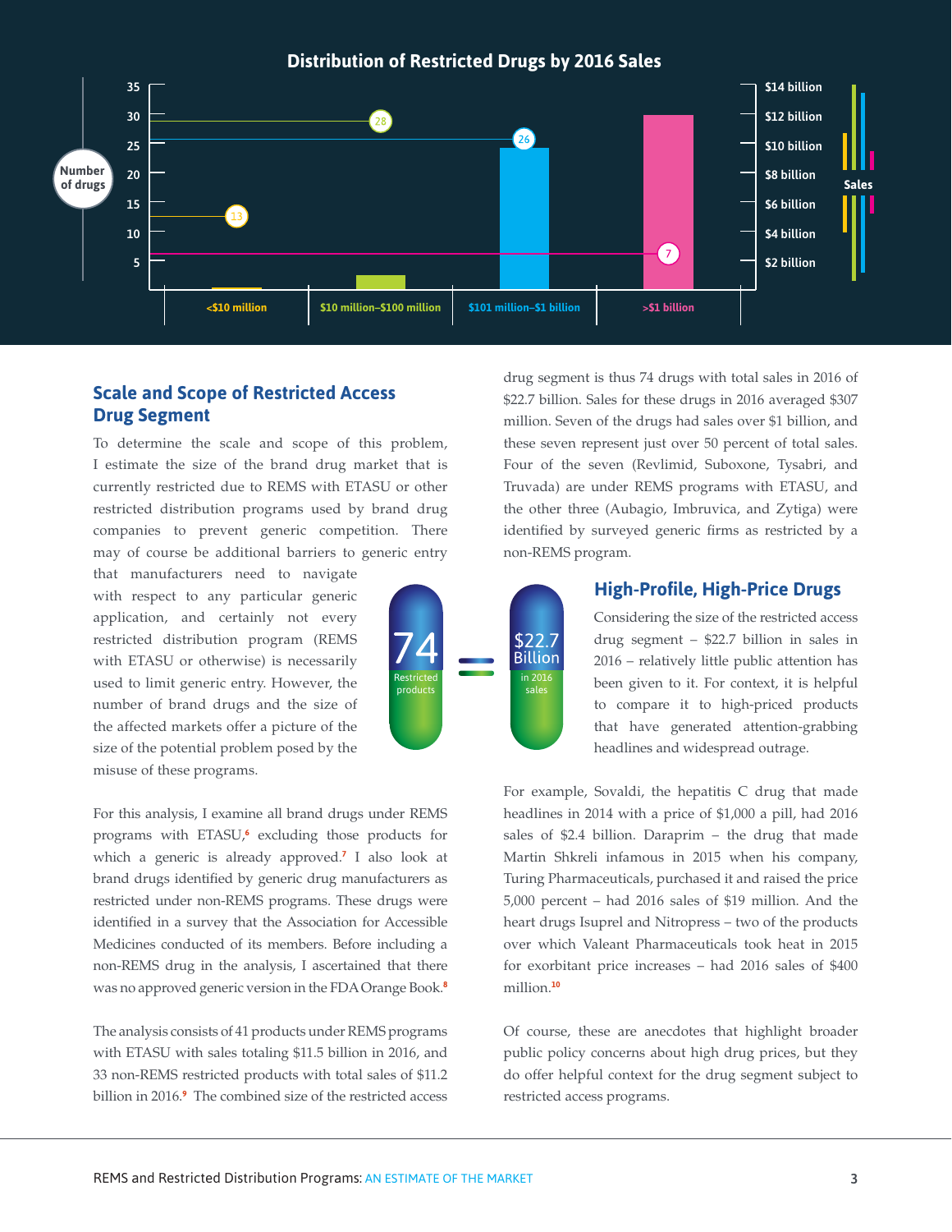**Distribution of Restricted Drugs by 2016 Sales**

| Sales range | Number of drugs |
|---|---|
| <$10 million | 13 |
| $10 million–$100 million | 28 |
| $101 million–$1 billion | 26 |
| >$1 billion | 7 |

## Scale and Scope of Restricted Access Drug Segment

To determine the scale and scope of this problem, I estimate the size of the brand drug market that is currently restricted due to REMS with ETASU or other restricted distribution programs used by brand drug companies to prevent generic competition. There may of course be additional barriers to generic entry that manufacturers need to navigate with respect to any particular generic application, and certainly not every restricted distribution program (REMS with ETASU or otherwise) is necessarily used to limit generic entry. However, the number of brand drugs and the size of the affected markets offer a picture of the size of the potential problem posed by the misuse of these programs.

**74** Restricted products = **$22.7 Billion** in 2016 sales

For this analysis, I examine all brand drugs under REMS programs with ETASU,[6] excluding those products for which a generic is already approved.[7] I also look at brand drugs identified by generic drug manufacturers as restricted under non-REMS programs. These drugs were identified in a survey that the Association for Accessible Medicines conducted of its members. Before including a non-REMS drug in the analysis, I ascertained that there was no approved generic version in the FDA Orange Book.[8]

The analysis consists of 41 products under REMS programs with ETASU with sales totaling $11.5 billion in 2016, and 33 non-REMS restricted products with total sales of $11.2 billion in 2016.[9] The combined size of the restricted access drug segment is thus 74 drugs with total sales in 2016 of $22.7 billion. Sales for these drugs in 2016 averaged $307 million. Seven of the drugs had sales over $1 billion, and these seven represent just over 50 percent of total sales. Four of the seven (Revlimid, Suboxone, Tysabri, and Truvada) are under REMS programs with ETASU, and the other three (Aubagio, Imbruvica, and Zytiga) were identified by surveyed generic firms as restricted by a non-REMS program.

## High-Profile, High-Price Drugs

Considering the size of the restricted access drug segment – $22.7 billion in sales in 2016 – relatively little public attention has been given to it. For context, it is helpful to compare it to high-priced products that have generated attention-grabbing headlines and widespread outrage.

For example, Sovaldi, the hepatitis C drug that made headlines in 2014 with a price of $1,000 a pill, had 2016 sales of $2.4 billion. Daraprim – the drug that made Martin Shkreli infamous in 2015 when his company, Turing Pharmaceuticals, purchased it and raised the price 5,000 percent – had 2016 sales of $19 million. And the heart drugs Isuprel and Nitropress – two of the products over which Valeant Pharmaceuticals took heat in 2015 for exorbitant price increases – had 2016 sales of $400 million.[10]

Of course, these are anecdotes that highlight broader public policy concerns about high drug prices, but they do offer helpful context for the drug segment subject to restricted access programs.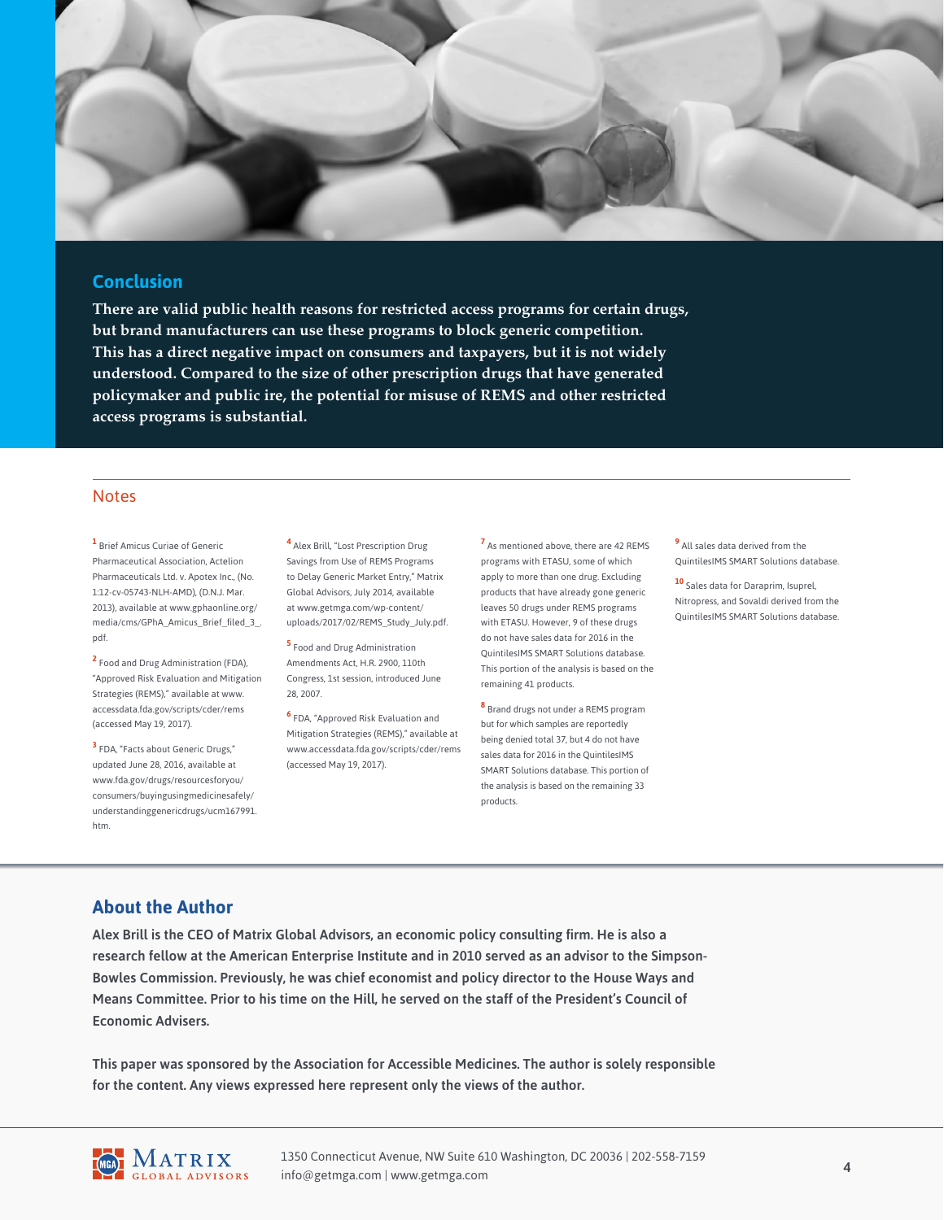## Conclusion

**There are valid public health reasons for restricted access programs for certain drugs, but brand manufacturers can use these programs to block generic competition. This has a direct negative impact on consumers and taxpayers, but it is not widely understood. Compared to the size of other prescription drugs that have generated policymaker and public ire, the potential for misuse of REMS and other restricted access programs is substantial.**

## Notes

[1] Brief Amicus Curiae of Generic Pharmaceutical Association, Actelion Pharmaceuticals Ltd. v. Apotex Inc., (No. 1:12-cv-05743-NLH-AMD), (D.N.J. Mar. 2013), available at www.gphaonline.org/media/cms/GPhA_Amicus_Brief_filed_3_.pdf.

[2] Food and Drug Administration (FDA), "Approved Risk Evaluation and Mitigation Strategies (REMS)," available at www.accessdata.fda.gov/scripts/cder/rems (accessed May 19, 2017).

[3] FDA, "Facts about Generic Drugs," updated June 28, 2016, available at www.fda.gov/drugs/resourcesforyou/consumers/buyingusingmedicinesafely/understandinggenericdrugs/ucm167991.htm.

[4] Alex Brill, "Lost Prescription Drug Savings from Use of REMS Programs to Delay Generic Market Entry," Matrix Global Advisors, July 2014, available at www.getmga.com/wp-content/uploads/2017/02/REMS_Study_July.pdf.

[5] Food and Drug Administration Amendments Act, H.R. 2900, 110th Congress, 1st session, introduced June 28, 2007.

[6] FDA, "Approved Risk Evaluation and Mitigation Strategies (REMS)," available at www.accessdata.fda.gov/scripts/cder/rems (accessed May 19, 2017).

[7] As mentioned above, there are 42 REMS programs with ETASU, some of which apply to more than one drug. Excluding products that have already gone generic leaves 50 drugs under REMS programs with ETASU. However, 9 of these drugs do not have sales data for 2016 in the QuintilesIMS SMART Solutions database. This portion of the analysis is based on the remaining 41 products.

[8] Brand drugs not under a REMS program but for which samples are reportedly being denied total 37, but 4 do not have sales data for 2016 in the QuintilesIMS SMART Solutions database. This portion of the analysis is based on the remaining 33 products.

[9] All sales data derived from the QuintilesIMS SMART Solutions database.

[10] Sales data for Daraprim, Isuprel, Nitropress, and Sovaldi derived from the QuintilesIMS SMART Solutions database.

## About the Author

**Alex Brill is the CEO of Matrix Global Advisors, an economic policy consulting firm. He is also a research fellow at the American Enterprise Institute and in 2010 served as an advisor to the Simpson-Bowles Commission. Previously, he was chief economist and policy director to the House Ways and Means Committee. Prior to his time on the Hill, he served on the staff of the President's Council of Economic Advisers.**

**This paper was sponsored by the Association for Accessible Medicines. The author is solely responsible for the content. Any views expressed here represent only the views of the author.**

MATRIX GLOBAL ADVISORS

1350 Connecticut Avenue, NW Suite 610 Washington, DC 20036 | 202-558-7159
info@getmga.com | www.getmga.com